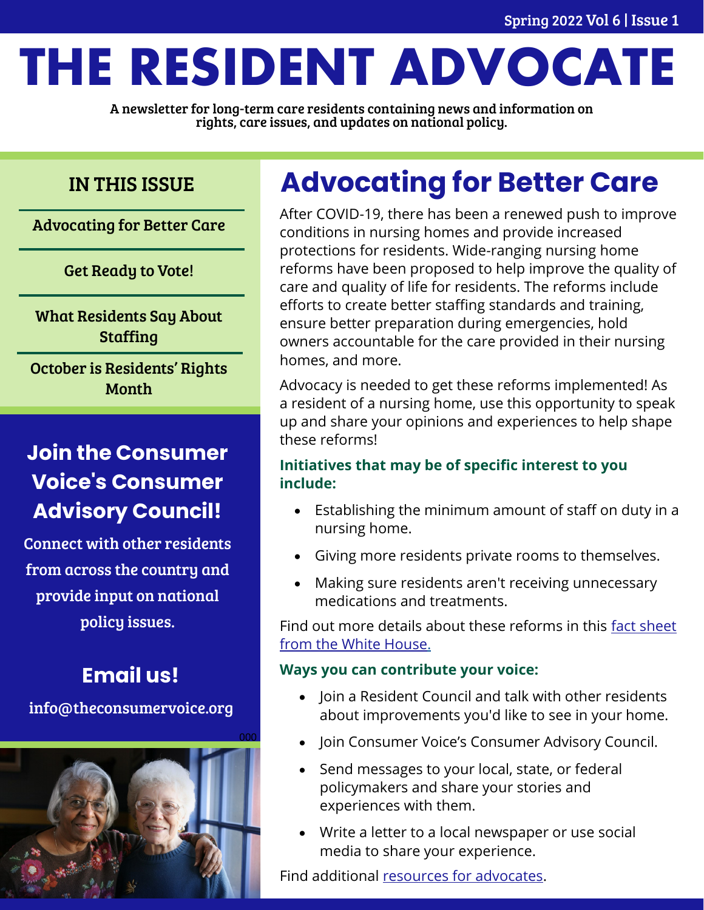Spring 2022 Vol 6 | Issue 1

# THE RESIDENT ADVOCATE

A newsletter for long-term care residents containing news and information on rights, care issues, and updates on national policy.

## IN THIS ISSUE

- Advocating for Better Care
- Get Ready to Vote!
- What Residents Say About Staffing
- October is Residents' Rights Month

## Join the Consumer Voice's Consumer Advisory Council!

Connect with other residents from across the country and provide input on national policy issues.

## Email us!

info@theconsumervoice.org

## Advocating for Better Care

After COVID-19, there has been a renewed push to improve conditions in nursing homes and provide increased protections for residents. Wide-ranging nursing home reforms have been proposed to help improve the quality of care and quality of life for residents. The reforms include efforts to create better staffing standards and training, ensure better preparation during emergencies, hold owners accountable for the care provided in their nursing homes, and more.

Advocacy is needed to get these reforms implemented! As a resident of a nursing home, use this opportunity to speak up and share your opinions and experiences to help shape these reforms!

**Initiatives that may be of specific interest to you include:**

- Establishing the minimum amount of staff on duty in a nursing home.
- Giving more residents private rooms to themselves.
- Making sure residents aren't receiving unnecessary medications and treatments.

Find out more details about these reforms in this fact sheet from the White House.

**Ways you can contribute your voice:**

- Join a Resident Council and talk with other residents about improvements you'd like to see in your home.
- Join Consumer Voice's Consumer Advisory Council.
- Send messages to your local, state, or federal policymakers and share your stories and experiences with them.
- Write a letter to a local newspaper or use social media to share your experience.

Find additional resources for advocates.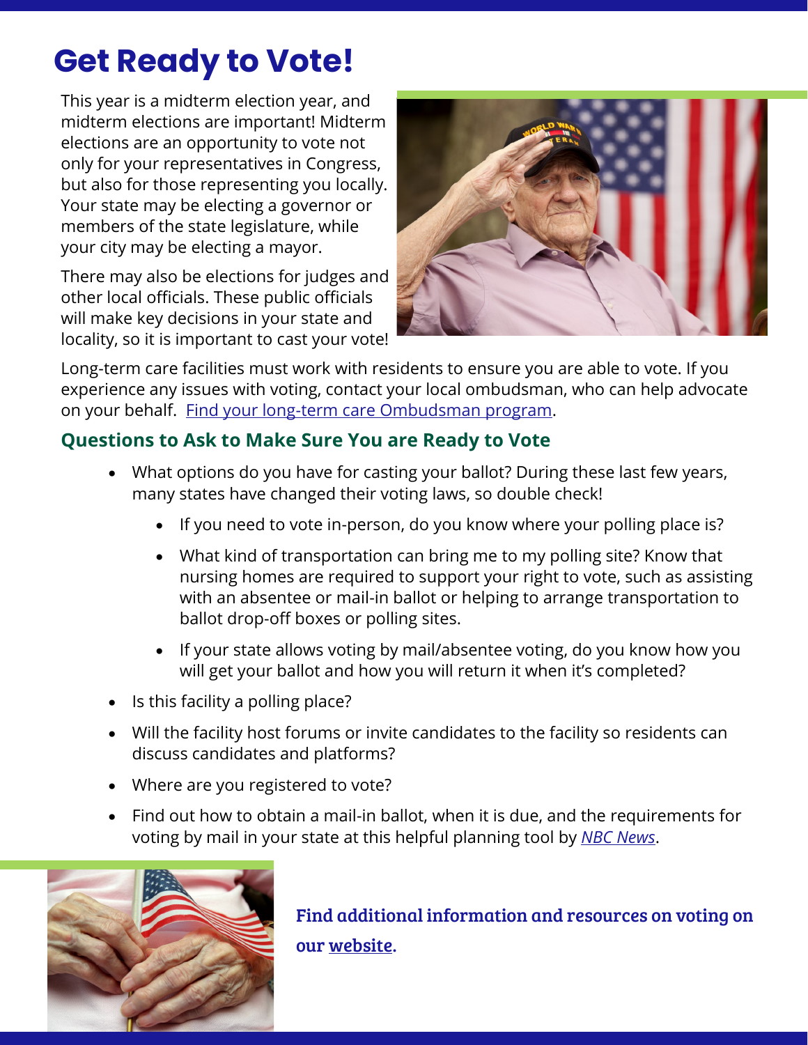# Get Ready to Vote!

This year is a midterm election year, and midterm elections are important! Midterm elections are an opportunity to vote not only for your representatives in Congress, but also for those representing you locally. Your state may be electing a governor or members of the state legislature, while your city may be electing a mayor.

There may also be elections for judges and other local officials. These public officials will make key decisions in your state and locality, so it is important to cast your vote!

Long-term care facilities must work with residents to ensure you are able to vote. If you experience any issues with voting, contact your local ombudsman, who can help advocate on your behalf. Find your long-term care Ombudsman program.

### Questions to Ask to Make Sure You are Ready to Vote

- What options do you have for casting your ballot? During these last few years, many states have changed their voting laws, so double check!
    - If you need to vote in-person, do you know where your polling place is?
    - What kind of transportation can bring me to my polling site? Know that nursing homes are required to support your right to vote, such as assisting with an absentee or mail-in ballot or helping to arrange transportation to ballot drop-off boxes or polling sites.
    - If your state allows voting by mail/absentee voting, do you know how you will get your ballot and how you will return it when it's completed?
- Is this facility a polling place?
- Will the facility host forums or invite candidates to the facility so residents can discuss candidates and platforms?
- Where are you registered to vote?
- Find out how to obtain a mail-in ballot, when it is due, and the requirements for voting by mail in your state at this helpful planning tool by *NBC News*.

**Find additional information and resources on voting on our website.**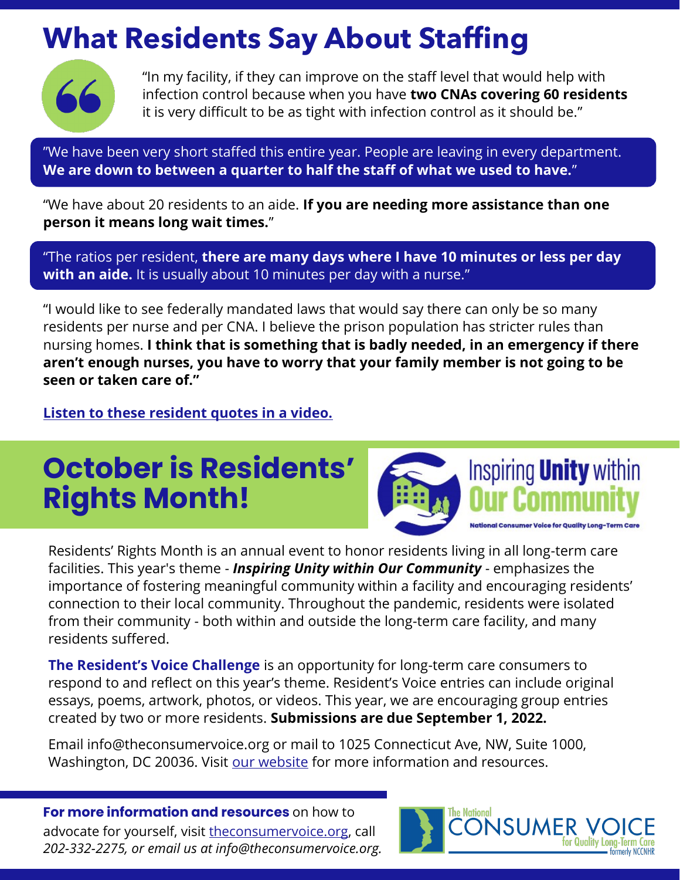# What Residents Say About Staffing

"In my facility, if they can improve on the staff level that would help with infection control because when you have **two CNAs covering 60 residents** it is very difficult to be as tight with infection control as it should be."

"We have been very short staffed this entire year. People are leaving in every department. **We are down to between a quarter to half the staff of what we used to have.**"

"We have about 20 residents to an aide. **If you are needing more assistance than one person it means long wait times.**"

"The ratios per resident, **there are many days where I have 10 minutes or less per day with an aide.** It is usually about 10 minutes per day with a nurse."

"I would like to see federally mandated laws that would say there can only be so many residents per nurse and per CNA. I believe the prison population has stricter rules than nursing homes. **I think that is something that is badly needed, in an emergency if there aren't enough nurses, you have to worry that your family member is not going to be seen or taken care of."**

**Listen to these resident quotes in a video.**

# October is Residents' Rights Month!

Inspiring **Unity** within Our Community

National Consumer Voice for Quality Long-Term Care

Residents' Rights Month is an annual event to honor residents living in all long-term care facilities. This year's theme - ***Inspiring Unity within Our Community*** - emphasizes the importance of fostering meaningful community within a facility and encouraging residents' connection to their local community. Throughout the pandemic, residents were isolated from their community - both within and outside the long-term care facility, and many residents suffered.

**The Resident's Voice Challenge** is an opportunity for long-term care consumers to respond to and reflect on this year's theme. Resident's Voice entries can include original essays, poems, artwork, photos, or videos. This year, we are encouraging group entries created by two or more residents. **Submissions are due September 1, 2022.**

Email info@theconsumervoice.org or mail to 1025 Connecticut Ave, NW, Suite 1000, Washington, DC 20036. Visit our website for more information and resources.

**For more information and resources** on how to advocate for yourself, visit theconsumervoice.org, call *202-332-2275, or email us at info@theconsumervoice.org.*

The National CONSUMER VOICE for Quality Long-Term Care formerly NCCNHR